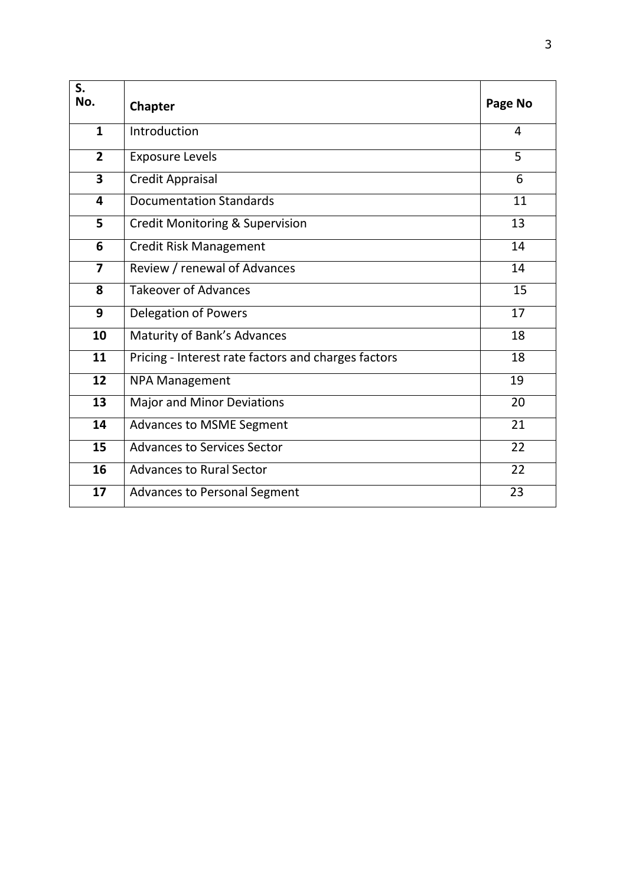| S. No. | Chapter | Page No |
|---|---|---|
| 1 | Introduction | 4 |
| 2 | Exposure Levels | 5 |
| 3 | Credit Appraisal | 6 |
| 4 | Documentation Standards | 11 |
| 5 | Credit Monitoring & Supervision | 13 |
| 6 | Credit Risk Management | 14 |
| 7 | Review / renewal of Advances | 14 |
| 8 | Takeover of Advances | 15 |
| 9 | Delegation of Powers | 17 |
| 10 | Maturity of Bank's Advances | 18 |
| 11 | Pricing - Interest rate factors and charges factors | 18 |
| 12 | NPA Management | 19 |
| 13 | Major and Minor Deviations | 20 |
| 14 | Advances to MSME Segment | 21 |
| 15 | Advances to Services Sector | 22 |
| 16 | Advances to Rural Sector | 22 |
| 17 | Advances to Personal Segment | 23 |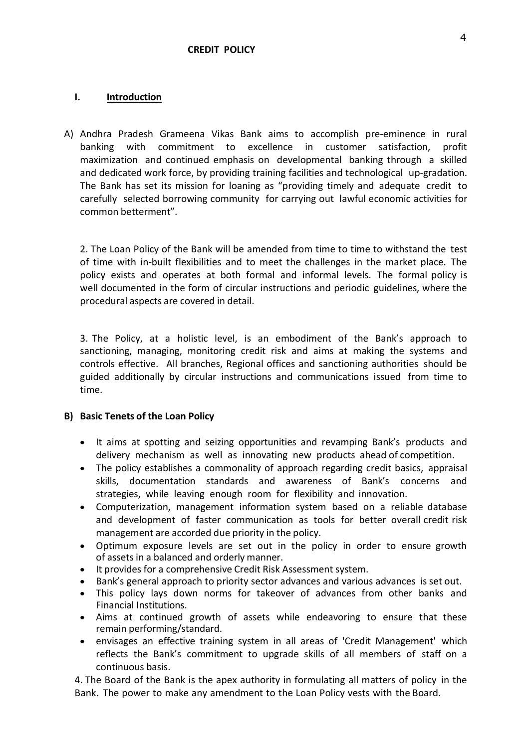# CREDIT POLICY

## I. Introduction

A) Andhra Pradesh Grameena Vikas Bank aims to accomplish pre-eminence in rural banking with commitment to excellence in customer satisfaction, profit maximization and continued emphasis on developmental banking through a skilled and dedicated work force, by providing training facilities and technological up-gradation. The Bank has set its mission for loaning as "providing timely and adequate credit to carefully selected borrowing community for carrying out lawful economic activities for common betterment".

2. The Loan Policy of the Bank will be amended from time to time to withstand the test of time with in-built flexibilities and to meet the challenges in the market place. The policy exists and operates at both formal and informal levels. The formal policy is well documented in the form of circular instructions and periodic guidelines, where the procedural aspects are covered in detail.

3. The Policy, at a holistic level, is an embodiment of the Bank's approach to sanctioning, managing, monitoring credit risk and aims at making the systems and controls effective. All branches, Regional offices and sanctioning authorities should be guided additionally by circular instructions and communications issued from time to time.

### B) Basic Tenets of the Loan Policy

- It aims at spotting and seizing opportunities and revamping Bank's products and delivery mechanism as well as innovating new products ahead of competition.
- The policy establishes a commonality of approach regarding credit basics, appraisal skills, documentation standards and awareness of Bank's concerns and strategies, while leaving enough room for flexibility and innovation.
- Computerization, management information system based on a reliable database and development of faster communication as tools for better overall credit risk management are accorded due priority in the policy.
- Optimum exposure levels are set out in the policy in order to ensure growth of assets in a balanced and orderly manner.
- It provides for a comprehensive Credit Risk Assessment system.
- Bank's general approach to priority sector advances and various advances is set out.
- This policy lays down norms for takeover of advances from other banks and Financial Institutions.
- Aims at continued growth of assets while endeavoring to ensure that these remain performing/standard.
- envisages an effective training system in all areas of 'Credit Management' which reflects the Bank's commitment to upgrade skills of all members of staff on a continuous basis.

4. The Board of the Bank is the apex authority in formulating all matters of policy in the Bank. The power to make any amendment to the Loan Policy vests with the Board.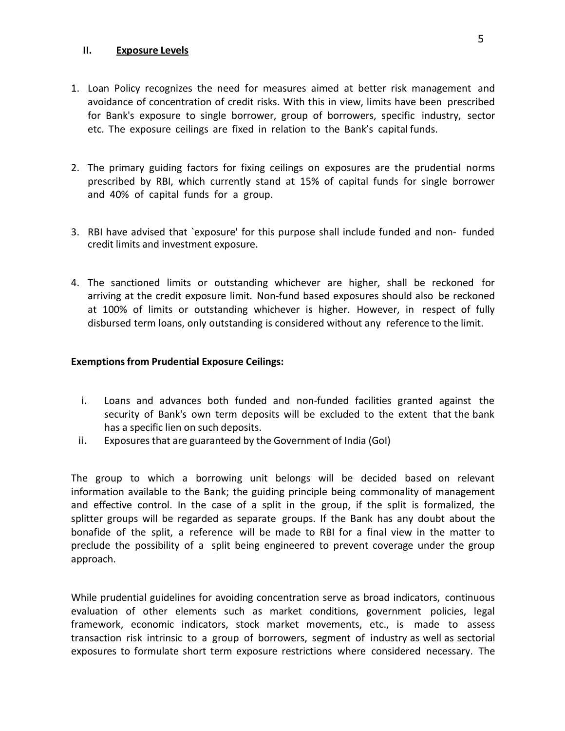## II. Exposure Levels

1. Loan Policy recognizes the need for measures aimed at better risk management and avoidance of concentration of credit risks. With this in view, limits have been prescribed for Bank's exposure to single borrower, group of borrowers, specific industry, sector etc. The exposure ceilings are fixed in relation to the Bank's capital funds.

2. The primary guiding factors for fixing ceilings on exposures are the prudential norms prescribed by RBI, which currently stand at 15% of capital funds for single borrower and 40% of capital funds for a group.

3. RBI have advised that `exposure' for this purpose shall include funded and non- funded credit limits and investment exposure.

4. The sanctioned limits or outstanding whichever are higher, shall be reckoned for arriving at the credit exposure limit. Non-fund based exposures should also be reckoned at 100% of limits or outstanding whichever is higher. However, in respect of fully disbursed term loans, only outstanding is considered without any reference to the limit.

**Exemptions from Prudential Exposure Ceilings:**

i. Loans and advances both funded and non-funded facilities granted against the security of Bank's own term deposits will be excluded to the extent that the bank has a specific lien on such deposits.
ii. Exposures that are guaranteed by the Government of India (GoI)

The group to which a borrowing unit belongs will be decided based on relevant information available to the Bank; the guiding principle being commonality of management and effective control. In the case of a split in the group, if the split is formalized, the splitter groups will be regarded as separate groups. If the Bank has any doubt about the bonafide of the split, a reference will be made to RBI for a final view in the matter to preclude the possibility of a split being engineered to prevent coverage under the group approach.

While prudential guidelines for avoiding concentration serve as broad indicators, continuous evaluation of other elements such as market conditions, government policies, legal framework, economic indicators, stock market movements, etc., is made to assess transaction risk intrinsic to a group of borrowers, segment of industry as well as sectorial exposures to formulate short term exposure restrictions where considered necessary. The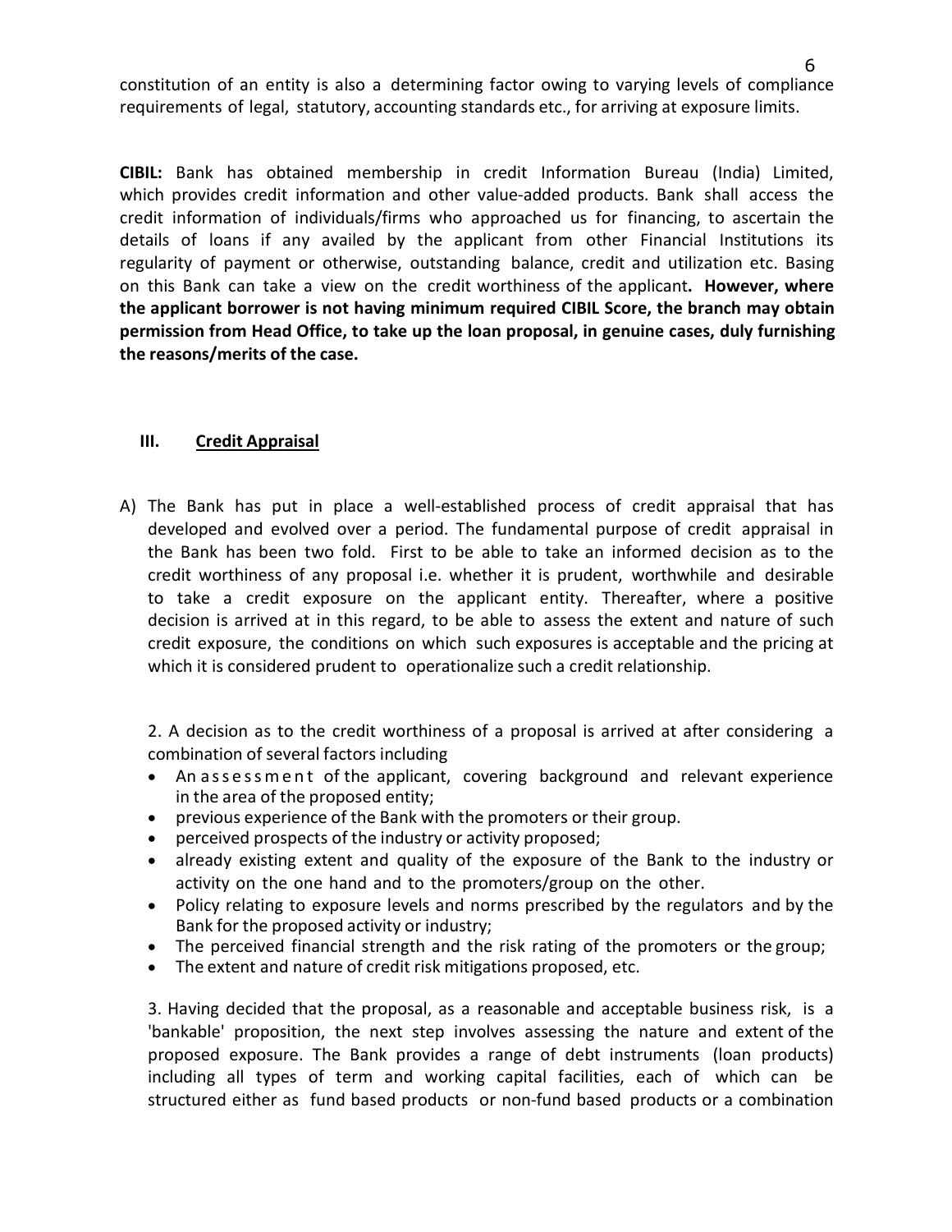constitution of an entity is also a determining factor owing to varying levels of compliance requirements of legal, statutory, accounting standards etc., for arriving at exposure limits.

**CIBIL:** Bank has obtained membership in credit Information Bureau (India) Limited, which provides credit information and other value-added products. Bank shall access the credit information of individuals/firms who approached us for financing, to ascertain the details of loans if any availed by the applicant from other Financial Institutions its regularity of payment or otherwise, outstanding balance, credit and utilization etc. Basing on this Bank can take a view on the credit worthiness of the applicant**. However, where the applicant borrower is not having minimum required CIBIL Score, the branch may obtain permission from Head Office, to take up the loan proposal, in genuine cases, duly furnishing the reasons/merits of the case.**

## III. Credit Appraisal

A) The Bank has put in place a well-established process of credit appraisal that has developed and evolved over a period. The fundamental purpose of credit appraisal in the Bank has been two fold. First to be able to take an informed decision as to the credit worthiness of any proposal i.e. whether it is prudent, worthwhile and desirable to take a credit exposure on the applicant entity. Thereafter, where a positive decision is arrived at in this regard, to be able to assess the extent and nature of such credit exposure, the conditions on which such exposures is acceptable and the pricing at which it is considered prudent to operationalize such a credit relationship.

2. A decision as to the credit worthiness of a proposal is arrived at after considering a combination of several factors including

- An assessment of the applicant, covering background and relevant experience in the area of the proposed entity;
- previous experience of the Bank with the promoters or their group.
- perceived prospects of the industry or activity proposed;
- already existing extent and quality of the exposure of the Bank to the industry or activity on the one hand and to the promoters/group on the other.
- Policy relating to exposure levels and norms prescribed by the regulators and by the Bank for the proposed activity or industry;
- The perceived financial strength and the risk rating of the promoters or the group;
- The extent and nature of credit risk mitigations proposed, etc.

3. Having decided that the proposal, as a reasonable and acceptable business risk, is a 'bankable' proposition, the next step involves assessing the nature and extent of the proposed exposure. The Bank provides a range of debt instruments (loan products) including all types of term and working capital facilities, each of which can be structured either as fund based products or non-fund based products or a combination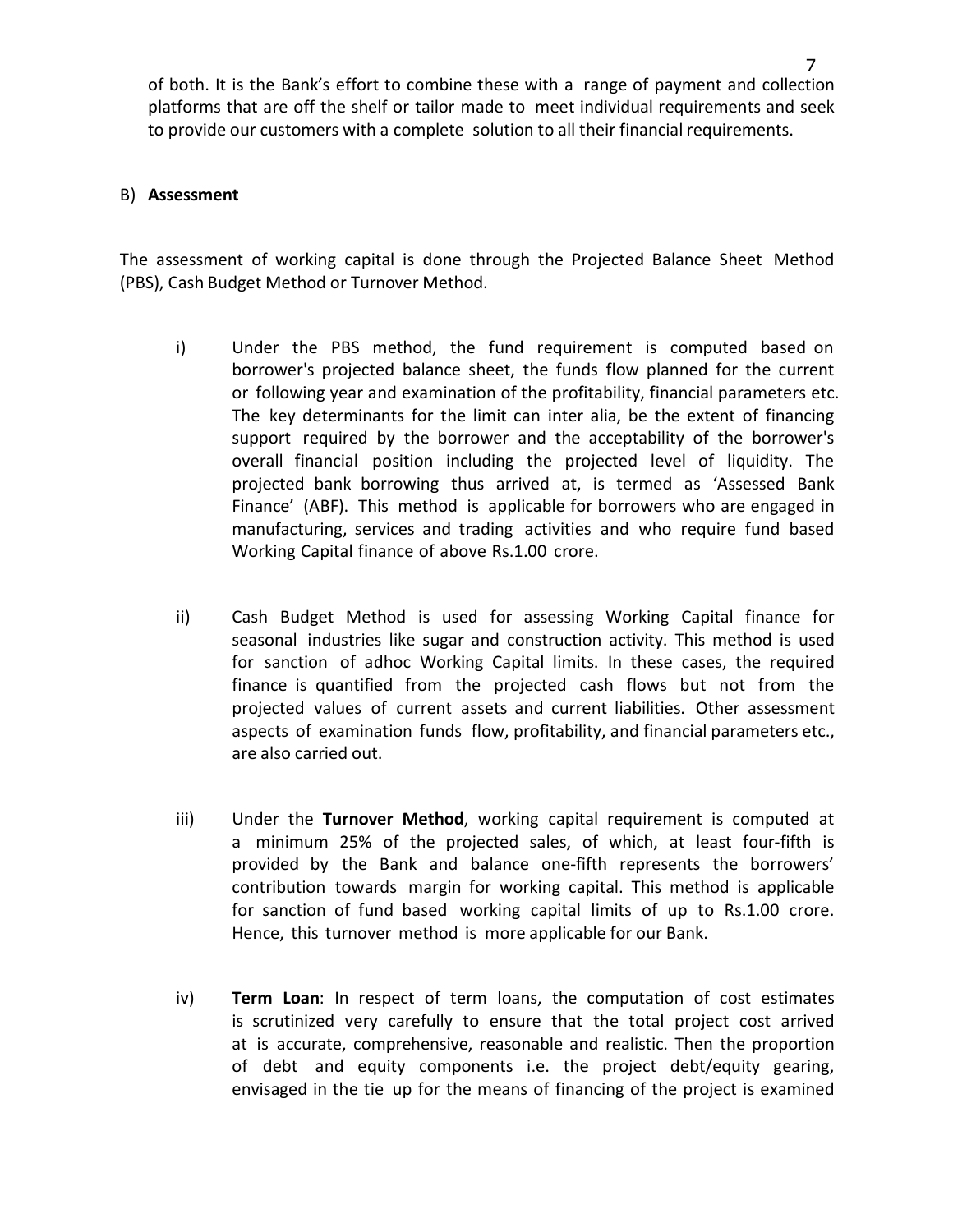of both. It is the Bank's effort to combine these with a range of payment and collection platforms that are off the shelf or tailor made to meet individual requirements and seek to provide our customers with a complete solution to all their financial requirements.

B) **Assessment**

The assessment of working capital is done through the Projected Balance Sheet Method (PBS), Cash Budget Method or Turnover Method.

i) Under the PBS method, the fund requirement is computed based on borrower's projected balance sheet, the funds flow planned for the current or following year and examination of the profitability, financial parameters etc. The key determinants for the limit can inter alia, be the extent of financing support required by the borrower and the acceptability of the borrower's overall financial position including the projected level of liquidity. The projected bank borrowing thus arrived at, is termed as 'Assessed Bank Finance' (ABF). This method is applicable for borrowers who are engaged in manufacturing, services and trading activities and who require fund based Working Capital finance of above Rs.1.00 crore.

ii) Cash Budget Method is used for assessing Working Capital finance for seasonal industries like sugar and construction activity. This method is used for sanction of adhoc Working Capital limits. In these cases, the required finance is quantified from the projected cash flows but not from the projected values of current assets and current liabilities. Other assessment aspects of examination funds flow, profitability, and financial parameters etc., are also carried out.

iii) Under the **Turnover Method**, working capital requirement is computed at a minimum 25% of the projected sales, of which, at least four-fifth is provided by the Bank and balance one-fifth represents the borrowers' contribution towards margin for working capital. This method is applicable for sanction of fund based working capital limits of up to Rs.1.00 crore. Hence, this turnover method is more applicable for our Bank.

iv) **Term Loan**: In respect of term loans, the computation of cost estimates is scrutinized very carefully to ensure that the total project cost arrived at is accurate, comprehensive, reasonable and realistic. Then the proportion of debt and equity components i.e. the project debt/equity gearing, envisaged in the tie up for the means of financing of the project is examined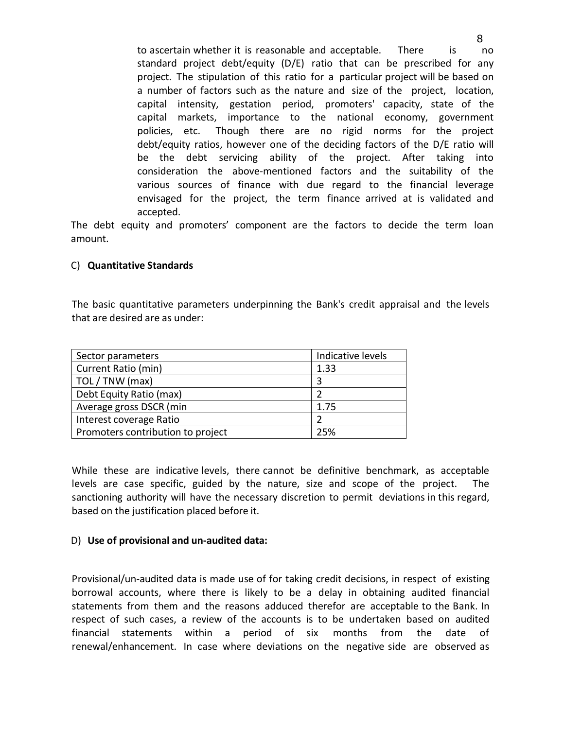to ascertain whether it is reasonable and acceptable. There is no standard project debt/equity (D/E) ratio that can be prescribed for any project. The stipulation of this ratio for a particular project will be based on a number of factors such as the nature and size of the project, location, capital intensity, gestation period, promoters' capacity, state of the capital markets, importance to the national economy, government policies, etc. Though there are no rigid norms for the project debt/equity ratios, however one of the deciding factors of the D/E ratio will be the debt servicing ability of the project. After taking into consideration the above-mentioned factors and the suitability of the various sources of finance with due regard to the financial leverage envisaged for the project, the term finance arrived at is validated and accepted.

The debt equity and promoters' component are the factors to decide the term loan amount.

C) **Quantitative Standards**

The basic quantitative parameters underpinning the Bank's credit appraisal and the levels that are desired are as under:

| Sector parameters | Indicative levels |
|---|---|
| Current Ratio (min) | 1.33 |
| TOL / TNW (max) | 3 |
| Debt Equity Ratio (max) | 2 |
| Average gross DSCR (min | 1.75 |
| Interest coverage Ratio | 2 |
| Promoters contribution to project | 25% |

While these are indicative levels, there cannot be definitive benchmark, as acceptable levels are case specific, guided by the nature, size and scope of the project. The sanctioning authority will have the necessary discretion to permit deviations in this regard, based on the justification placed before it.

D) **Use of provisional and un-audited data:**

Provisional/un-audited data is made use of for taking credit decisions, in respect of existing borrowal accounts, where there is likely to be a delay in obtaining audited financial statements from them and the reasons adduced therefor are acceptable to the Bank. In respect of such cases, a review of the accounts is to be undertaken based on audited financial statements within a period of six months from the date of renewal/enhancement. In case where deviations on the negative side are observed as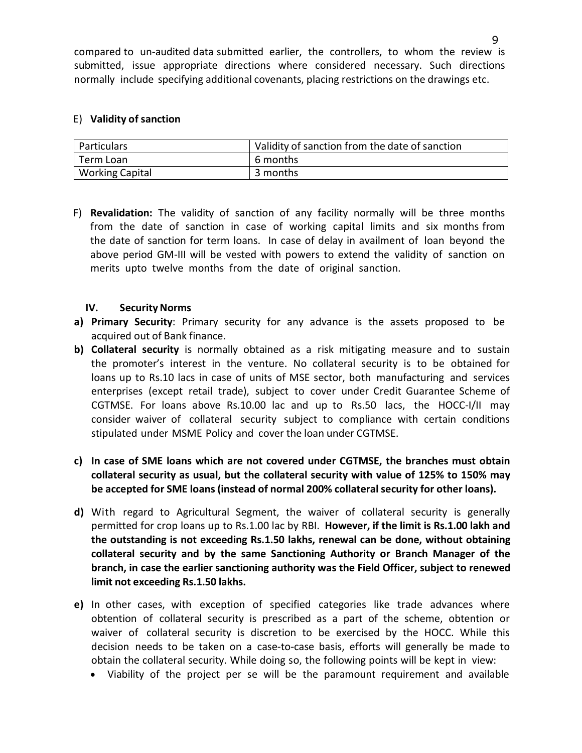compared to un-audited data submitted earlier, the controllers, to whom the review is submitted, issue appropriate directions where considered necessary. Such directions normally include specifying additional covenants, placing restrictions on the drawings etc.

E) **Validity of sanction**

| Particulars | Validity of sanction from the date of sanction |
|---|---|
| Term Loan | 6 months |
| Working Capital | 3 months |

F) **Revalidation:** The validity of sanction of any facility normally will be three months from the date of sanction in case of working capital limits and six months from the date of sanction for term loans. In case of delay in availment of loan beyond the above period GM-III will be vested with powers to extend the validity of sanction on merits upto twelve months from the date of original sanction.

### IV. Security Norms

**a) Primary Security**: Primary security for any advance is the assets proposed to be acquired out of Bank finance.

**b) Collateral security** is normally obtained as a risk mitigating measure and to sustain the promoter's interest in the venture. No collateral security is to be obtained for loans up to Rs.10 lacs in case of units of MSE sector, both manufacturing and services enterprises (except retail trade), subject to cover under Credit Guarantee Scheme of CGTMSE. For loans above Rs.10.00 lac and up to Rs.50 lacs, the HOCC-I/II may consider waiver of collateral security subject to compliance with certain conditions stipulated under MSME Policy and cover the loan under CGTMSE.

**c) In case of SME loans which are not covered under CGTMSE, the branches must obtain collateral security as usual, but the collateral security with value of 125% to 150% may be accepted for SME loans (instead of normal 200% collateral security for other loans).**

**d)** With regard to Agricultural Segment, the waiver of collateral security is generally permitted for crop loans up to Rs.1.00 lac by RBI. **However, if the limit is Rs.1.00 lakh and the outstanding is not exceeding Rs.1.50 lakhs, renewal can be done, without obtaining collateral security and by the same Sanctioning Authority or Branch Manager of the branch, in case the earlier sanctioning authority was the Field Officer, subject to renewed limit not exceeding Rs.1.50 lakhs.**

**e)** In other cases, with exception of specified categories like trade advances where obtention of collateral security is prescribed as a part of the scheme, obtention or waiver of collateral security is discretion to be exercised by the HOCC. While this decision needs to be taken on a case-to-case basis, efforts will generally be made to obtain the collateral security. While doing so, the following points will be kept in view:

- Viability of the project per se will be the paramount requirement and available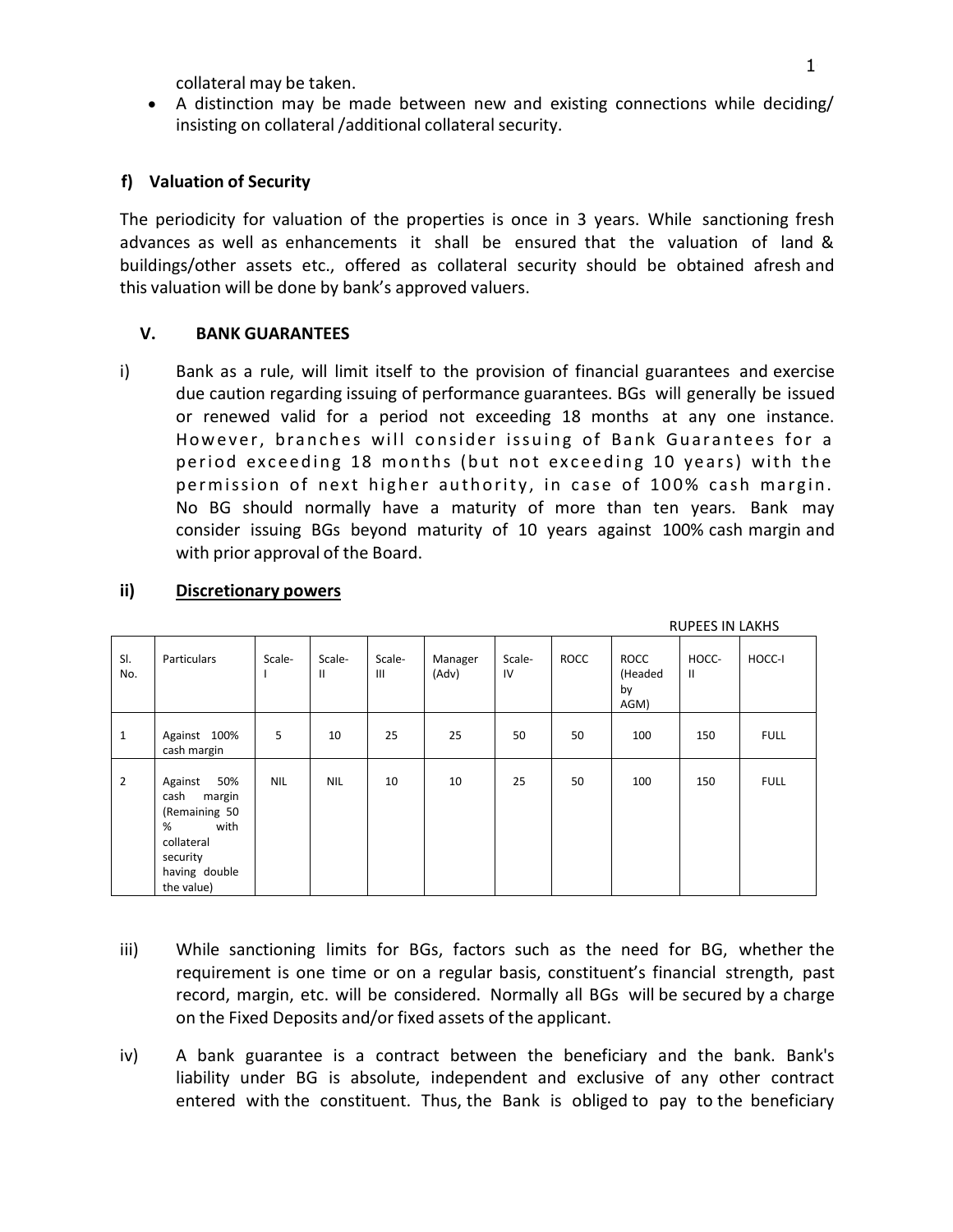collateral may be taken.

- A distinction may be made between new and existing connections while deciding/ insisting on collateral /additional collateral security.

### f) Valuation of Security

The periodicity for valuation of the properties is once in 3 years. While sanctioning fresh advances as well as enhancements it shall be ensured that the valuation of land & buildings/other assets etc., offered as collateral security should be obtained afresh and this valuation will be done by bank's approved valuers.

## V. BANK GUARANTEES

i) Bank as a rule, will limit itself to the provision of financial guarantees and exercise due caution regarding issuing of performance guarantees. BGs will generally be issued or renewed valid for a period not exceeding 18 months at any one instance. However, branches will consider issuing of Bank Guarantees for a period exceeding 18 months (but not exceeding 10 years) with the permission of next higher authority, in case of 100% cash margin. No BG should normally have a maturity of more than ten years. Bank may consider issuing BGs beyond maturity of 10 years against 100% cash margin and with prior approval of the Board.

ii) **Discretionary powers**

RUPEES IN LAKHS

| Sl. No. | Particulars | Scale-I | Scale-II | Scale-III | Manager (Adv) | Scale-IV | ROCC | ROCC (Headed by AGM) | HOCC-II | HOCC-I |
|---|---|---|---|---|---|---|---|---|---|---|
| 1 | Against 100% cash margin | 5 | 10 | 25 | 25 | 50 | 50 | 100 | 150 | FULL |
| 2 | Against 50% cash margin (Remaining 50 % with collateral security having double the value) | NIL | NIL | 10 | 10 | 25 | 50 | 100 | 150 | FULL |

iii) While sanctioning limits for BGs, factors such as the need for BG, whether the requirement is one time or on a regular basis, constituent's financial strength, past record, margin, etc. will be considered. Normally all BGs will be secured by a charge on the Fixed Deposits and/or fixed assets of the applicant.

iv) A bank guarantee is a contract between the beneficiary and the bank. Bank's liability under BG is absolute, independent and exclusive of any other contract entered with the constituent. Thus, the Bank is obliged to pay to the beneficiary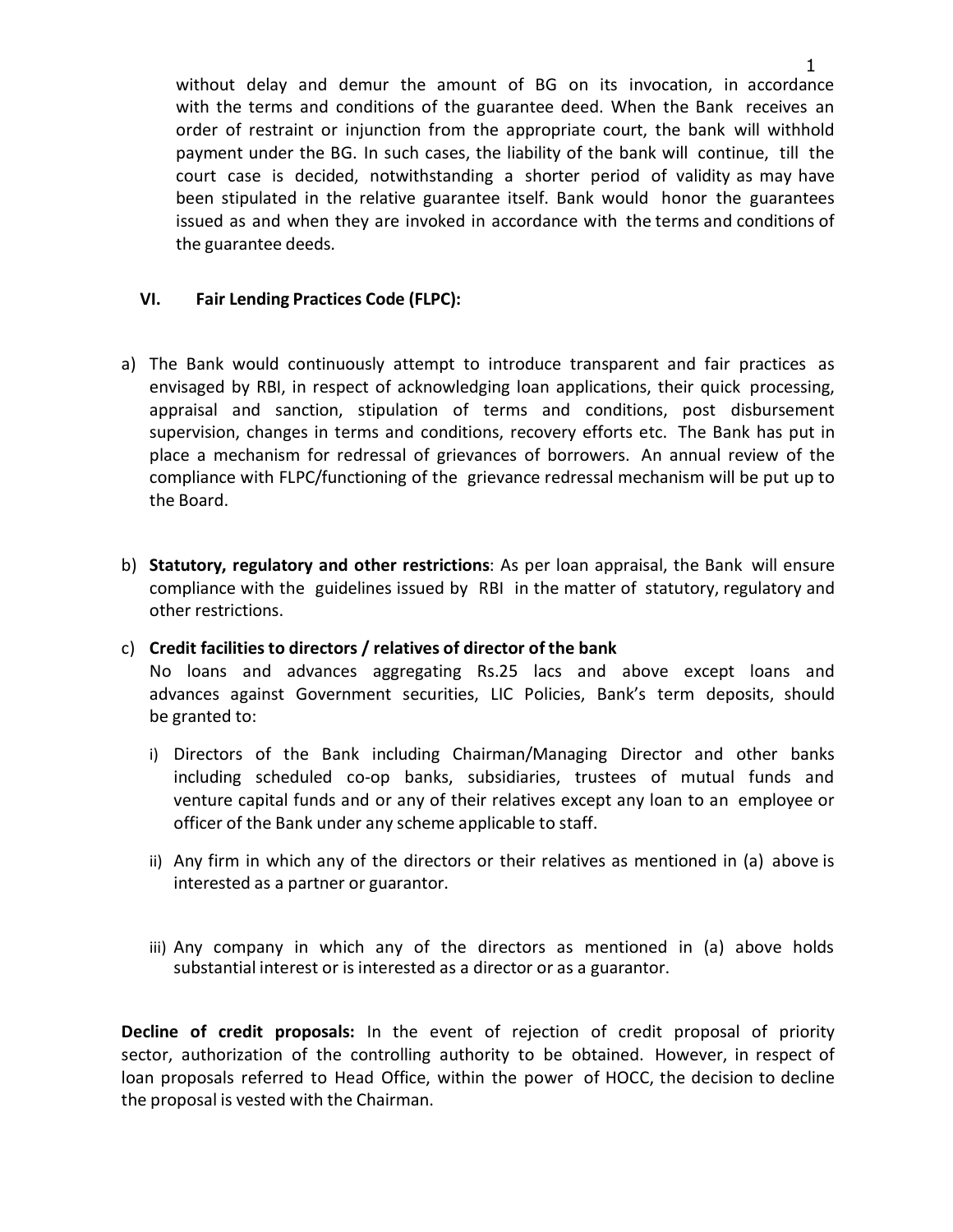without delay and demur the amount of BG on its invocation, in accordance with the terms and conditions of the guarantee deed. When the Bank receives an order of restraint or injunction from the appropriate court, the bank will withhold payment under the BG. In such cases, the liability of the bank will continue, till the court case is decided, notwithstanding a shorter period of validity as may have been stipulated in the relative guarantee itself. Bank would honor the guarantees issued as and when they are invoked in accordance with the terms and conditions of the guarantee deeds.

### VI. Fair Lending Practices Code (FLPC):

a) The Bank would continuously attempt to introduce transparent and fair practices as envisaged by RBI, in respect of acknowledging loan applications, their quick processing, appraisal and sanction, stipulation of terms and conditions, post disbursement supervision, changes in terms and conditions, recovery efforts etc. The Bank has put in place a mechanism for redressal of grievances of borrowers. An annual review of the compliance with FLPC/functioning of the grievance redressal mechanism will be put up to the Board.

b) **Statutory, regulatory and other restrictions**: As per loan appraisal, the Bank will ensure compliance with the guidelines issued by RBI in the matter of statutory, regulatory and other restrictions.

c) **Credit facilities to directors / relatives of director of the bank**
No loans and advances aggregating Rs.25 lacs and above except loans and advances against Government securities, LIC Policies, Bank's term deposits, should be granted to:

   i) Directors of the Bank including Chairman/Managing Director and other banks including scheduled co-op banks, subsidiaries, trustees of mutual funds and venture capital funds and or any of their relatives except any loan to an employee or officer of the Bank under any scheme applicable to staff.

   ii) Any firm in which any of the directors or their relatives as mentioned in (a) above is interested as a partner or guarantor.

   iii) Any company in which any of the directors as mentioned in (a) above holds substantial interest or is interested as a director or as a guarantor.

**Decline of credit proposals:** In the event of rejection of credit proposal of priority sector, authorization of the controlling authority to be obtained. However, in respect of loan proposals referred to Head Office, within the power of HOCC, the decision to decline the proposal is vested with the Chairman.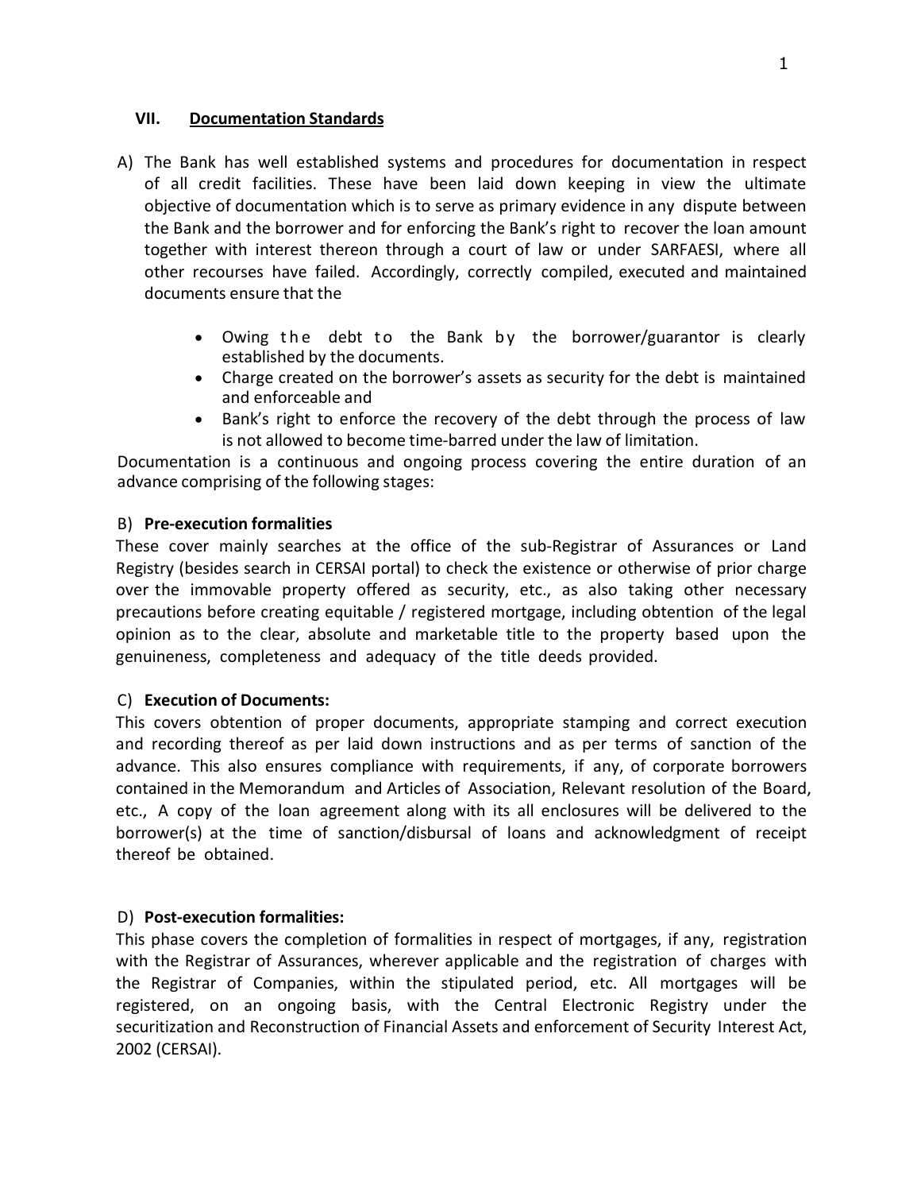## VII. Documentation Standards

A) The Bank has well established systems and procedures for documentation in respect of all credit facilities. These have been laid down keeping in view the ultimate objective of documentation which is to serve as primary evidence in any dispute between the Bank and the borrower and for enforcing the Bank's right to recover the loan amount together with interest thereon through a court of law or under SARFAESI, where all other recourses have failed. Accordingly, correctly compiled, executed and maintained documents ensure that the

- Owing the debt to the Bank by the borrower/guarantor is clearly established by the documents.
- Charge created on the borrower's assets as security for the debt is maintained and enforceable and
- Bank's right to enforce the recovery of the debt through the process of law is not allowed to become time-barred under the law of limitation.

Documentation is a continuous and ongoing process covering the entire duration of an advance comprising of the following stages:

B) **Pre-execution formalities**

These cover mainly searches at the office of the sub-Registrar of Assurances or Land Registry (besides search in CERSAI portal) to check the existence or otherwise of prior charge over the immovable property offered as security, etc., as also taking other necessary precautions before creating equitable / registered mortgage, including obtention of the legal opinion as to the clear, absolute and marketable title to the property based upon the genuineness, completeness and adequacy of the title deeds provided.

C) **Execution of Documents:**

This covers obtention of proper documents, appropriate stamping and correct execution and recording thereof as per laid down instructions and as per terms of sanction of the advance. This also ensures compliance with requirements, if any, of corporate borrowers contained in the Memorandum and Articles of Association, Relevant resolution of the Board, etc., A copy of the loan agreement along with its all enclosures will be delivered to the borrower(s) at the time of sanction/disbursal of loans and acknowledgment of receipt thereof be obtained.

D) **Post-execution formalities:**

This phase covers the completion of formalities in respect of mortgages, if any, registration with the Registrar of Assurances, wherever applicable and the registration of charges with the Registrar of Companies, within the stipulated period, etc. All mortgages will be registered, on an ongoing basis, with the Central Electronic Registry under the securitization and Reconstruction of Financial Assets and enforcement of Security Interest Act, 2002 (CERSAI).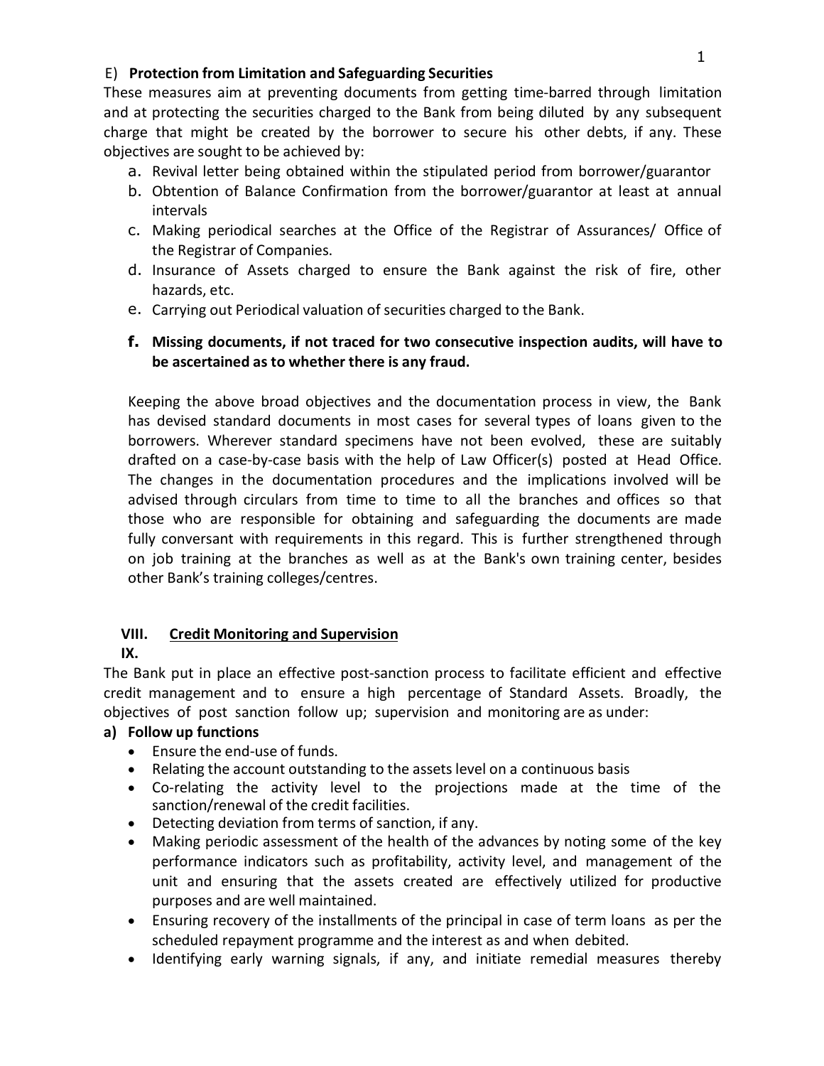E) **Protection from Limitation and Safeguarding Securities**

These measures aim at preventing documents from getting time-barred through limitation and at protecting the securities charged to the Bank from being diluted by any subsequent charge that might be created by the borrower to secure his other debts, if any. These objectives are sought to be achieved by:

a. Revival letter being obtained within the stipulated period from borrower/guarantor
b. Obtention of Balance Confirmation from the borrower/guarantor at least at annual intervals
c. Making periodical searches at the Office of the Registrar of Assurances/ Office of the Registrar of Companies.
d. Insurance of Assets charged to ensure the Bank against the risk of fire, other hazards, etc.
e. Carrying out Periodical valuation of securities charged to the Bank.
f. **Missing documents, if not traced for two consecutive inspection audits, will have to be ascertained as to whether there is any fraud.**

Keeping the above broad objectives and the documentation process in view, the Bank has devised standard documents in most cases for several types of loans given to the borrowers. Wherever standard specimens have not been evolved, these are suitably drafted on a case-by-case basis with the help of Law Officer(s) posted at Head Office. The changes in the documentation procedures and the implications involved will be advised through circulars from time to time to all the branches and offices so that those who are responsible for obtaining and safeguarding the documents are made fully conversant with requirements in this regard. This is further strengthened through on job training at the branches as well as at the Bank's own training center, besides other Bank's training colleges/centres.

## VIII. Credit Monitoring and Supervision

## IX.

The Bank put in place an effective post-sanction process to facilitate efficient and effective credit management and to ensure a high percentage of Standard Assets. Broadly, the objectives of post sanction follow up; supervision and monitoring are as under:

**a) Follow up functions**

- Ensure the end-use of funds.
- Relating the account outstanding to the assets level on a continuous basis
- Co-relating the activity level to the projections made at the time of the sanction/renewal of the credit facilities.
- Detecting deviation from terms of sanction, if any.
- Making periodic assessment of the health of the advances by noting some of the key performance indicators such as profitability, activity level, and management of the unit and ensuring that the assets created are effectively utilized for productive purposes and are well maintained.
- Ensuring recovery of the installments of the principal in case of term loans as per the scheduled repayment programme and the interest as and when debited.
- Identifying early warning signals, if any, and initiate remedial measures thereby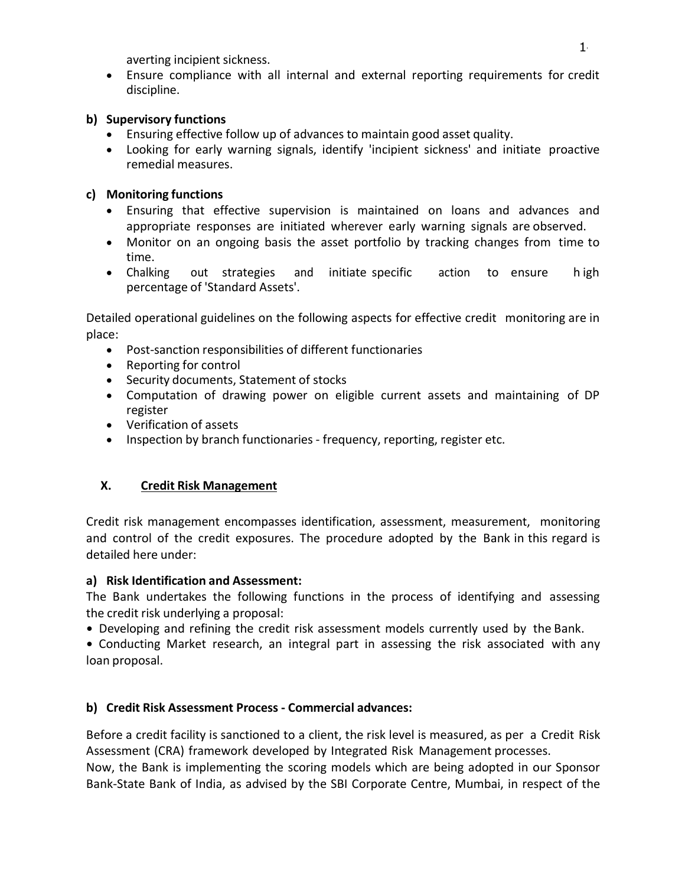averting incipient sickness.

- Ensure compliance with all internal and external reporting requirements for credit discipline.

**b) Supervisory functions**

- Ensuring effective follow up of advances to maintain good asset quality.
- Looking for early warning signals, identify 'incipient sickness' and initiate proactive remedial measures.

**c) Monitoring functions**

- Ensuring that effective supervision is maintained on loans and advances and appropriate responses are initiated wherever early warning signals are observed.
- Monitor on an ongoing basis the asset portfolio by tracking changes from time to time.
- Chalking out strategies and initiate specific action to ensure high percentage of 'Standard Assets'.

Detailed operational guidelines on the following aspects for effective credit monitoring are in place:

- Post-sanction responsibilities of different functionaries
- Reporting for control
- Security documents, Statement of stocks
- Computation of drawing power on eligible current assets and maintaining of DP register
- Verification of assets
- Inspection by branch functionaries - frequency, reporting, register etc.

## X. Credit Risk Management

Credit risk management encompasses identification, assessment, measurement, monitoring and control of the credit exposures. The procedure adopted by the Bank in this regard is detailed here under:

**a) Risk Identification and Assessment:**

The Bank undertakes the following functions in the process of identifying and assessing the credit risk underlying a proposal:

• Developing and refining the credit risk assessment models currently used by the Bank.

• Conducting Market research, an integral part in assessing the risk associated with any loan proposal.

**b) Credit Risk Assessment Process - Commercial advances:**

Before a credit facility is sanctioned to a client, the risk level is measured, as per a Credit Risk Assessment (CRA) framework developed by Integrated Risk Management processes.

Now, the Bank is implementing the scoring models which are being adopted in our Sponsor Bank-State Bank of India, as advised by the SBI Corporate Centre, Mumbai, in respect of the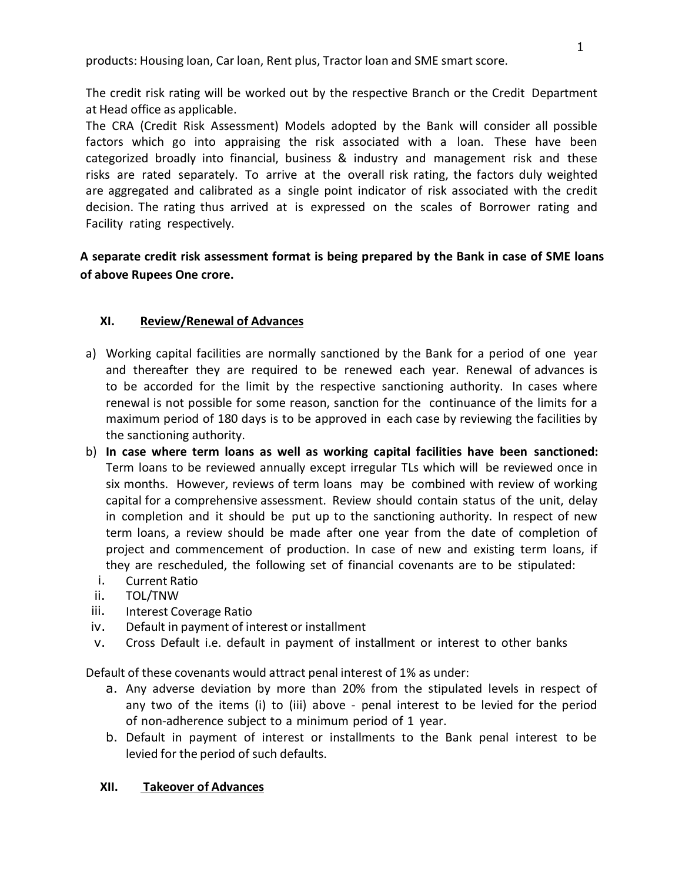products: Housing loan, Car loan, Rent plus, Tractor loan and SME smart score.

The credit risk rating will be worked out by the respective Branch or the Credit Department at Head office as applicable.

The CRA (Credit Risk Assessment) Models adopted by the Bank will consider all possible factors which go into appraising the risk associated with a loan. These have been categorized broadly into financial, business & industry and management risk and these risks are rated separately. To arrive at the overall risk rating, the factors duly weighted are aggregated and calibrated as a single point indicator of risk associated with the credit decision. The rating thus arrived at is expressed on the scales of Borrower rating and Facility rating respectively.

**A separate credit risk assessment format is being prepared by the Bank in case of SME loans of above Rupees One crore.**

## XI. Review/Renewal of Advances

a) Working capital facilities are normally sanctioned by the Bank for a period of one year and thereafter they are required to be renewed each year. Renewal of advances is to be accorded for the limit by the respective sanctioning authority. In cases where renewal is not possible for some reason, sanction for the continuance of the limits for a maximum period of 180 days is to be approved in each case by reviewing the facilities by the sanctioning authority.

b) **In case where term loans as well as working capital facilities have been sanctioned:** Term loans to be reviewed annually except irregular TLs which will be reviewed once in six months. However, reviews of term loans may be combined with review of working capital for a comprehensive assessment. Review should contain status of the unit, delay in completion and it should be put up to the sanctioning authority. In respect of new term loans, a review should be made after one year from the date of completion of project and commencement of production. In case of new and existing term loans, if they are rescheduled, the following set of financial covenants are to be stipulated:

   i. Current Ratio
   ii. TOL/TNW
   iii. Interest Coverage Ratio
   iv. Default in payment of interest or installment
   v. Cross Default i.e. default in payment of installment or interest to other banks

Default of these covenants would attract penal interest of 1% as under:

   a. Any adverse deviation by more than 20% from the stipulated levels in respect of any two of the items (i) to (iii) above - penal interest to be levied for the period of non-adherence subject to a minimum period of 1 year.
   b. Default in payment of interest or installments to the Bank penal interest to be levied for the period of such defaults.

## XII. Takeover of Advances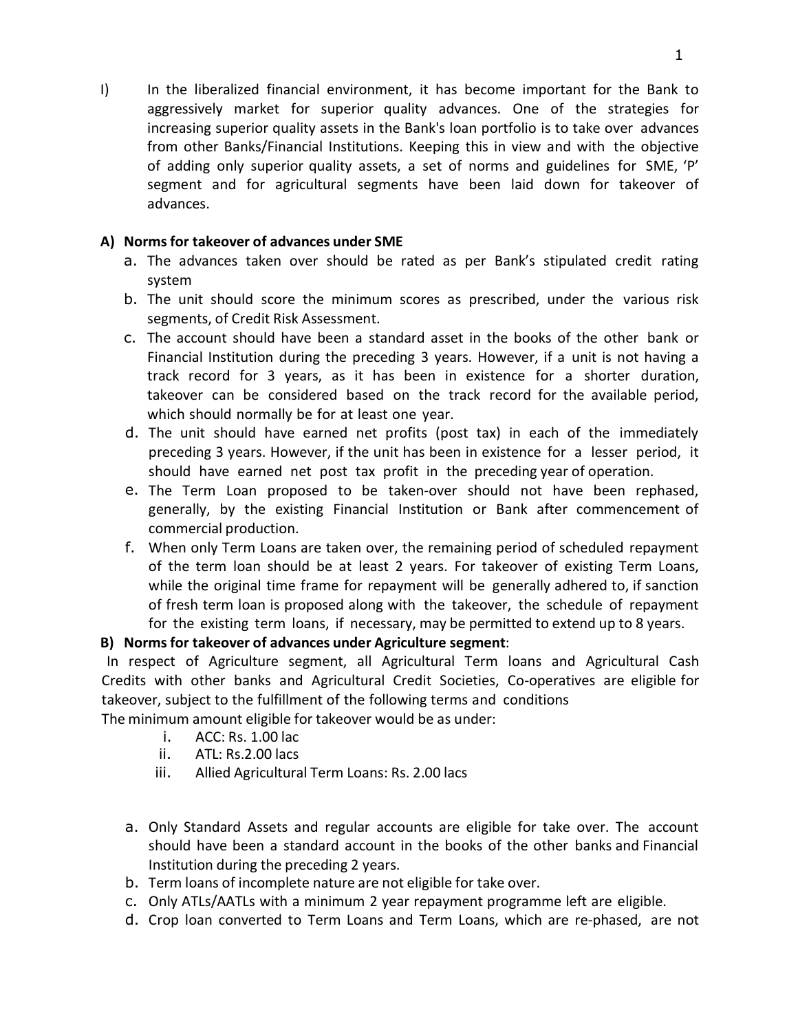I) In the liberalized financial environment, it has become important for the Bank to aggressively market for superior quality advances. One of the strategies for increasing superior quality assets in the Bank's loan portfolio is to take over advances from other Banks/Financial Institutions. Keeping this in view and with the objective of adding only superior quality assets, a set of norms and guidelines for SME, 'P' segment and for agricultural segments have been laid down for takeover of advances.

**A) Norms for takeover of advances under SME**

a. The advances taken over should be rated as per Bank's stipulated credit rating system
b. The unit should score the minimum scores as prescribed, under the various risk segments, of Credit Risk Assessment.
c. The account should have been a standard asset in the books of the other bank or Financial Institution during the preceding 3 years. However, if a unit is not having a track record for 3 years, as it has been in existence for a shorter duration, takeover can be considered based on the track record for the available period, which should normally be for at least one year.
d. The unit should have earned net profits (post tax) in each of the immediately preceding 3 years. However, if the unit has been in existence for a lesser period, it should have earned net post tax profit in the preceding year of operation.
e. The Term Loan proposed to be taken-over should not have been rephased, generally, by the existing Financial Institution or Bank after commencement of commercial production.
f. When only Term Loans are taken over, the remaining period of scheduled repayment of the term loan should be at least 2 years. For takeover of existing Term Loans, while the original time frame for repayment will be generally adhered to, if sanction of fresh term loan is proposed along with the takeover, the schedule of repayment for the existing term loans, if necessary, may be permitted to extend up to 8 years.

**B) Norms for takeover of advances under Agriculture segment**:

In respect of Agriculture segment, all Agricultural Term loans and Agricultural Cash Credits with other banks and Agricultural Credit Societies, Co-operatives are eligible for takeover, subject to the fulfillment of the following terms and conditions

The minimum amount eligible for takeover would be as under:

i. ACC: Rs. 1.00 lac
ii. ATL: Rs.2.00 lacs
iii. Allied Agricultural Term Loans: Rs. 2.00 lacs

a. Only Standard Assets and regular accounts are eligible for take over. The account should have been a standard account in the books of the other banks and Financial Institution during the preceding 2 years.
b. Term loans of incomplete nature are not eligible for take over.
c. Only ATLs/AATLs with a minimum 2 year repayment programme left are eligible.
d. Crop loan converted to Term Loans and Term Loans, which are re-phased, are not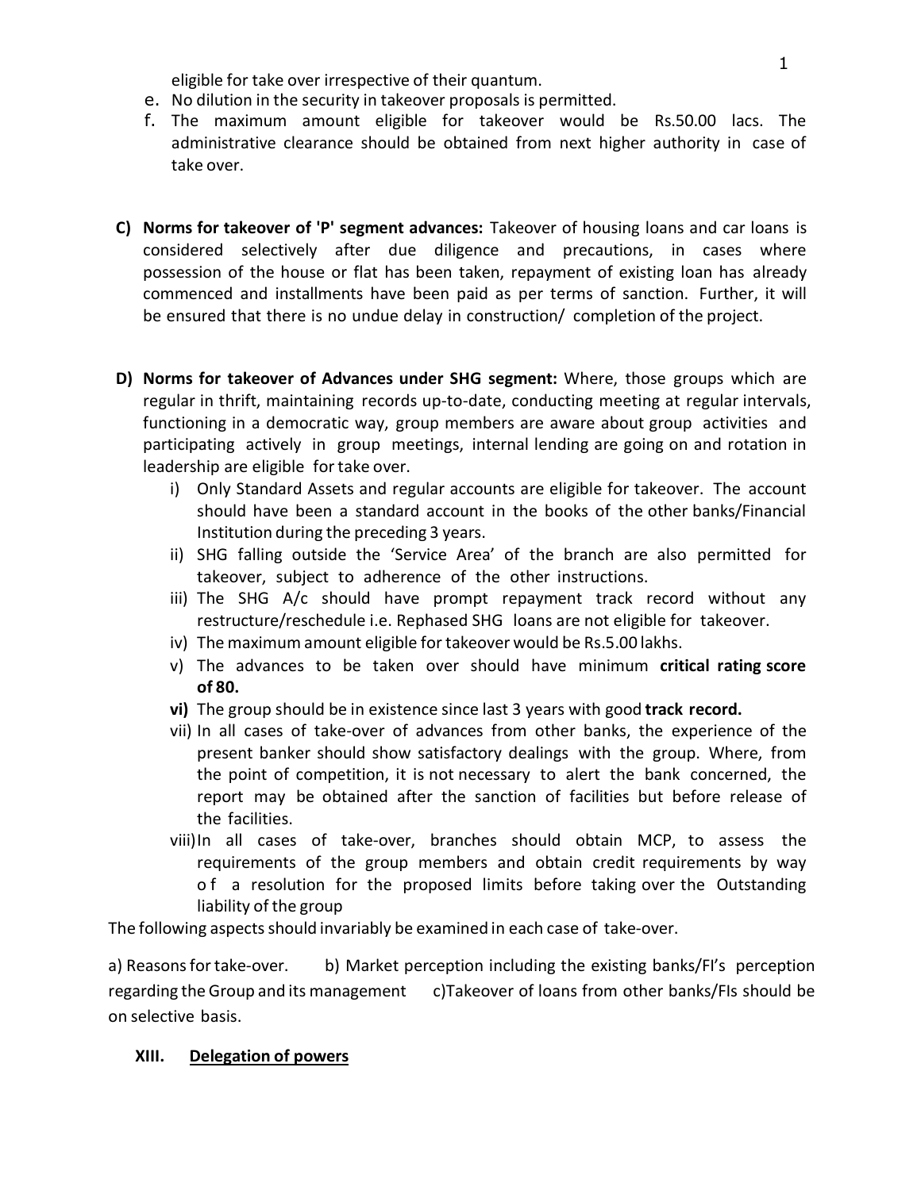eligible for take over irrespective of their quantum.

e. No dilution in the security in takeover proposals is permitted.
f. The maximum amount eligible for takeover would be Rs.50.00 lacs. The administrative clearance should be obtained from next higher authority in case of take over.

**C) Norms for takeover of 'P' segment advances:** Takeover of housing loans and car loans is considered selectively after due diligence and precautions, in cases where possession of the house or flat has been taken, repayment of existing loan has already commenced and installments have been paid as per terms of sanction. Further, it will be ensured that there is no undue delay in construction/ completion of the project.

**D) Norms for takeover of Advances under SHG segment:** Where, those groups which are regular in thrift, maintaining records up-to-date, conducting meeting at regular intervals, functioning in a democratic way, group members are aware about group activities and participating actively in group meetings, internal lending are going on and rotation in leadership are eligible for take over.

i) Only Standard Assets and regular accounts are eligible for takeover. The account should have been a standard account in the books of the other banks/Financial Institution during the preceding 3 years.
ii) SHG falling outside the 'Service Area' of the branch are also permitted for takeover, subject to adherence of the other instructions.
iii) The SHG A/c should have prompt repayment track record without any restructure/reschedule i.e. Rephased SHG loans are not eligible for takeover.
iv) The maximum amount eligible for takeover would be Rs.5.00 lakhs.
v) The advances to be taken over should have minimum **critical rating score of 80.**
**vi)** The group should be in existence since last 3 years with good **track record.**
vii) In all cases of take-over of advances from other banks, the experience of the present banker should show satisfactory dealings with the group. Where, from the point of competition, it is not necessary to alert the bank concerned, the report may be obtained after the sanction of facilities but before release of the facilities.
viii) In all cases of take-over, branches should obtain MCP, to assess the requirements of the group members and obtain credit requirements by way of a resolution for the proposed limits before taking over the Outstanding liability of the group

The following aspects should invariably be examined in each case of take-over.

a) Reasons for take-over. b) Market perception including the existing banks/FI's perception regarding the Group and its management c)Takeover of loans from other banks/FIs should be on selective basis.

## XIII. Delegation of powers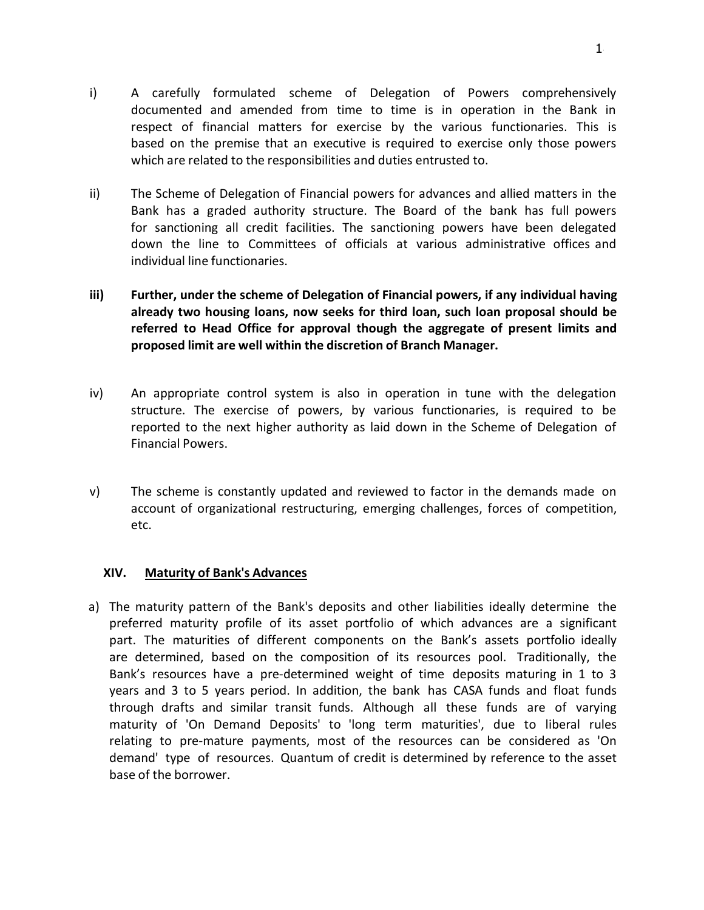i) A carefully formulated scheme of Delegation of Powers comprehensively documented and amended from time to time is in operation in the Bank in respect of financial matters for exercise by the various functionaries. This is based on the premise that an executive is required to exercise only those powers which are related to the responsibilities and duties entrusted to.

ii) The Scheme of Delegation of Financial powers for advances and allied matters in the Bank has a graded authority structure. The Board of the bank has full powers for sanctioning all credit facilities. The sanctioning powers have been delegated down the line to Committees of officials at various administrative offices and individual line functionaries.

**iii) Further, under the scheme of Delegation of Financial powers, if any individual having already two housing loans, now seeks for third loan, such loan proposal should be referred to Head Office for approval though the aggregate of present limits and proposed limit are well within the discretion of Branch Manager.**

iv) An appropriate control system is also in operation in tune with the delegation structure. The exercise of powers, by various functionaries, is required to be reported to the next higher authority as laid down in the Scheme of Delegation of Financial Powers.

v) The scheme is constantly updated and reviewed to factor in the demands made on account of organizational restructuring, emerging challenges, forces of competition, etc.

## XIV. <u>Maturity of Bank's Advances</u>

a) The maturity pattern of the Bank's deposits and other liabilities ideally determine the preferred maturity profile of its asset portfolio of which advances are a significant part. The maturities of different components on the Bank's assets portfolio ideally are determined, based on the composition of its resources pool. Traditionally, the Bank's resources have a pre-determined weight of time deposits maturing in 1 to 3 years and 3 to 5 years period. In addition, the bank has CASA funds and float funds through drafts and similar transit funds. Although all these funds are of varying maturity of 'On Demand Deposits' to 'long term maturities', due to liberal rules relating to pre-mature payments, most of the resources can be considered as 'On demand' type of resources. Quantum of credit is determined by reference to the asset base of the borrower.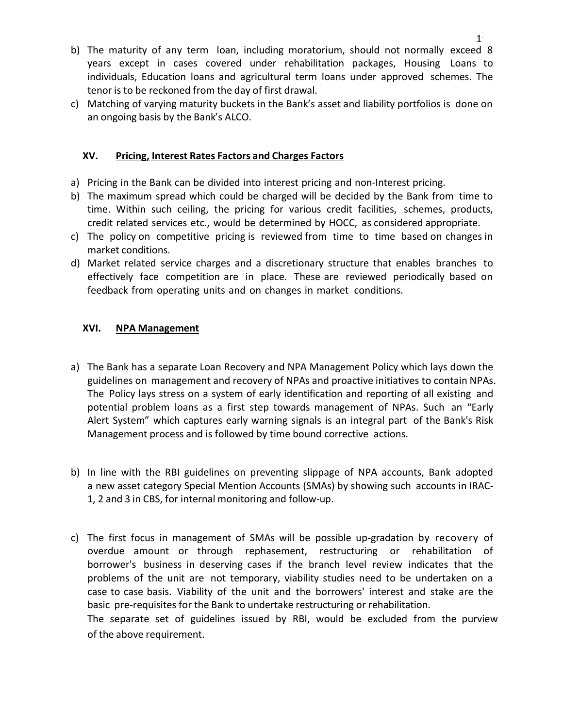b) The maturity of any term loan, including moratorium, should not normally exceed 8 years except in cases covered under rehabilitation packages, Housing Loans to individuals, Education loans and agricultural term loans under approved schemes. The tenor is to be reckoned from the day of first drawal.
c) Matching of varying maturity buckets in the Bank's asset and liability portfolios is done on an ongoing basis by the Bank's ALCO.

## XV. Pricing, Interest Rates Factors and Charges Factors

a) Pricing in the Bank can be divided into interest pricing and non-Interest pricing.
b) The maximum spread which could be charged will be decided by the Bank from time to time. Within such ceiling, the pricing for various credit facilities, schemes, products, credit related services etc., would be determined by HOCC, as considered appropriate.
c) The policy on competitive pricing is reviewed from time to time based on changes in market conditions.
d) Market related service charges and a discretionary structure that enables branches to effectively face competition are in place. These are reviewed periodically based on feedback from operating units and on changes in market conditions.

## XVI. NPA Management

a) The Bank has a separate Loan Recovery and NPA Management Policy which lays down the guidelines on management and recovery of NPAs and proactive initiatives to contain NPAs. The Policy lays stress on a system of early identification and reporting of all existing and potential problem loans as a first step towards management of NPAs. Such an "Early Alert System" which captures early warning signals is an integral part of the Bank's Risk Management process and is followed by time bound corrective actions.

b) In line with the RBI guidelines on preventing slippage of NPA accounts, Bank adopted a new asset category Special Mention Accounts (SMAs) by showing such accounts in IRAC-1, 2 and 3 in CBS, for internal monitoring and follow-up.

c) The first focus in management of SMAs will be possible up-gradation by recovery of overdue amount or through rephasement, restructuring or rehabilitation of borrower's business in deserving cases if the branch level review indicates that the problems of the unit are not temporary, viability studies need to be undertaken on a case to case basis. Viability of the unit and the borrowers' interest and stake are the basic pre-requisites for the Bank to undertake restructuring or rehabilitation.
The separate set of guidelines issued by RBI, would be excluded from the purview of the above requirement.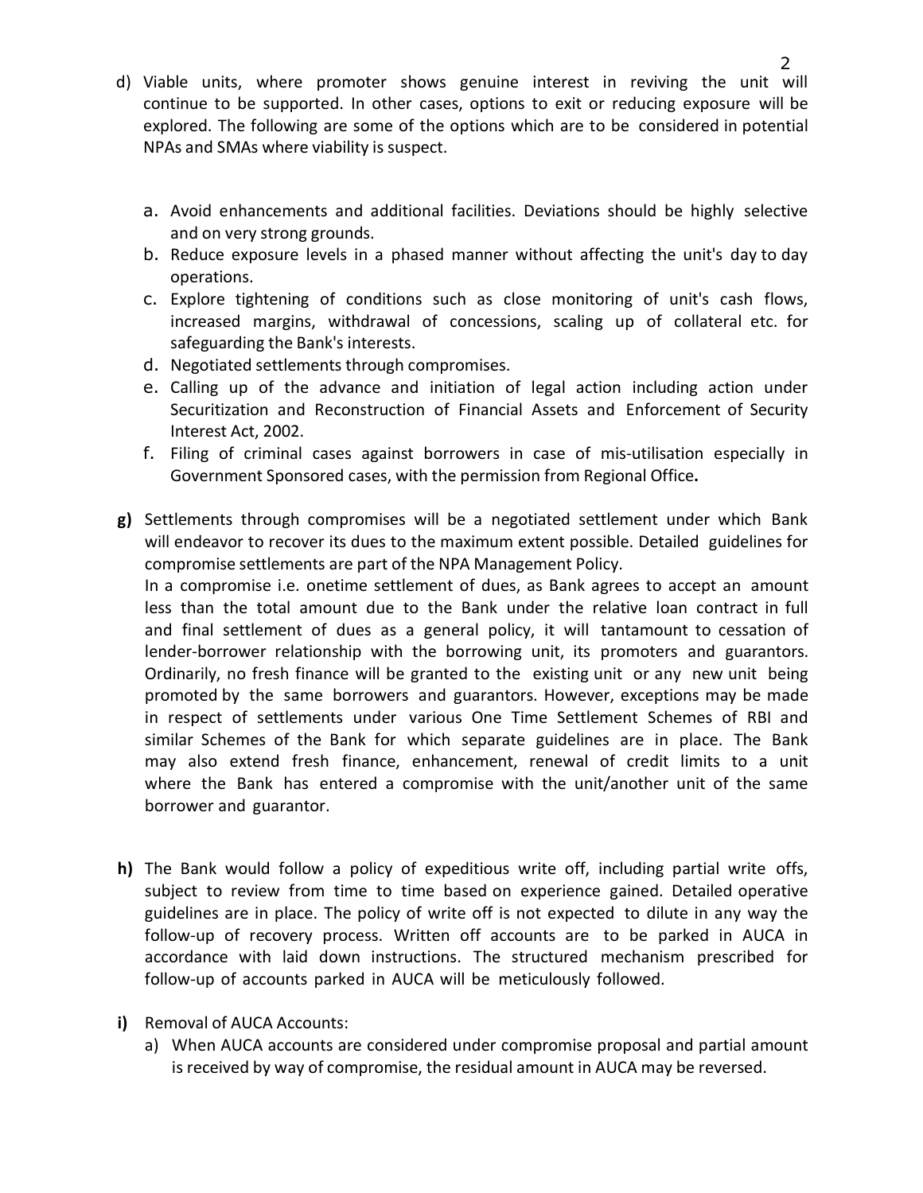d) Viable units, where promoter shows genuine interest in reviving the unit will continue to be supported. In other cases, options to exit or reducing exposure will be explored. The following are some of the options which are to be considered in potential NPAs and SMAs where viability is suspect.

   a. Avoid enhancements and additional facilities. Deviations should be highly selective and on very strong grounds.
   b. Reduce exposure levels in a phased manner without affecting the unit's day to day operations.
   c. Explore tightening of conditions such as close monitoring of unit's cash flows, increased margins, withdrawal of concessions, scaling up of collateral etc. for safeguarding the Bank's interests.
   d. Negotiated settlements through compromises.
   e. Calling up of the advance and initiation of legal action including action under Securitization and Reconstruction of Financial Assets and Enforcement of Security Interest Act, 2002.
   f. Filing of criminal cases against borrowers in case of mis-utilisation especially in Government Sponsored cases, with the permission from Regional Office**.**

**g)** Settlements through compromises will be a negotiated settlement under which Bank will endeavor to recover its dues to the maximum extent possible. Detailed guidelines for compromise settlements are part of the NPA Management Policy.
In a compromise i.e. onetime settlement of dues, as Bank agrees to accept an amount less than the total amount due to the Bank under the relative loan contract in full and final settlement of dues as a general policy, it will tantamount to cessation of lender-borrower relationship with the borrowing unit, its promoters and guarantors. Ordinarily, no fresh finance will be granted to the existing unit or any new unit being promoted by the same borrowers and guarantors. However, exceptions may be made in respect of settlements under various One Time Settlement Schemes of RBI and similar Schemes of the Bank for which separate guidelines are in place. The Bank may also extend fresh finance, enhancement, renewal of credit limits to a unit where the Bank has entered a compromise with the unit/another unit of the same borrower and guarantor.

**h)** The Bank would follow a policy of expeditious write off, including partial write offs, subject to review from time to time based on experience gained. Detailed operative guidelines are in place. The policy of write off is not expected to dilute in any way the follow-up of recovery process. Written off accounts are to be parked in AUCA in accordance with laid down instructions. The structured mechanism prescribed for follow-up of accounts parked in AUCA will be meticulously followed.

**i)** Removal of AUCA Accounts:

   a) When AUCA accounts are considered under compromise proposal and partial amount is received by way of compromise, the residual amount in AUCA may be reversed.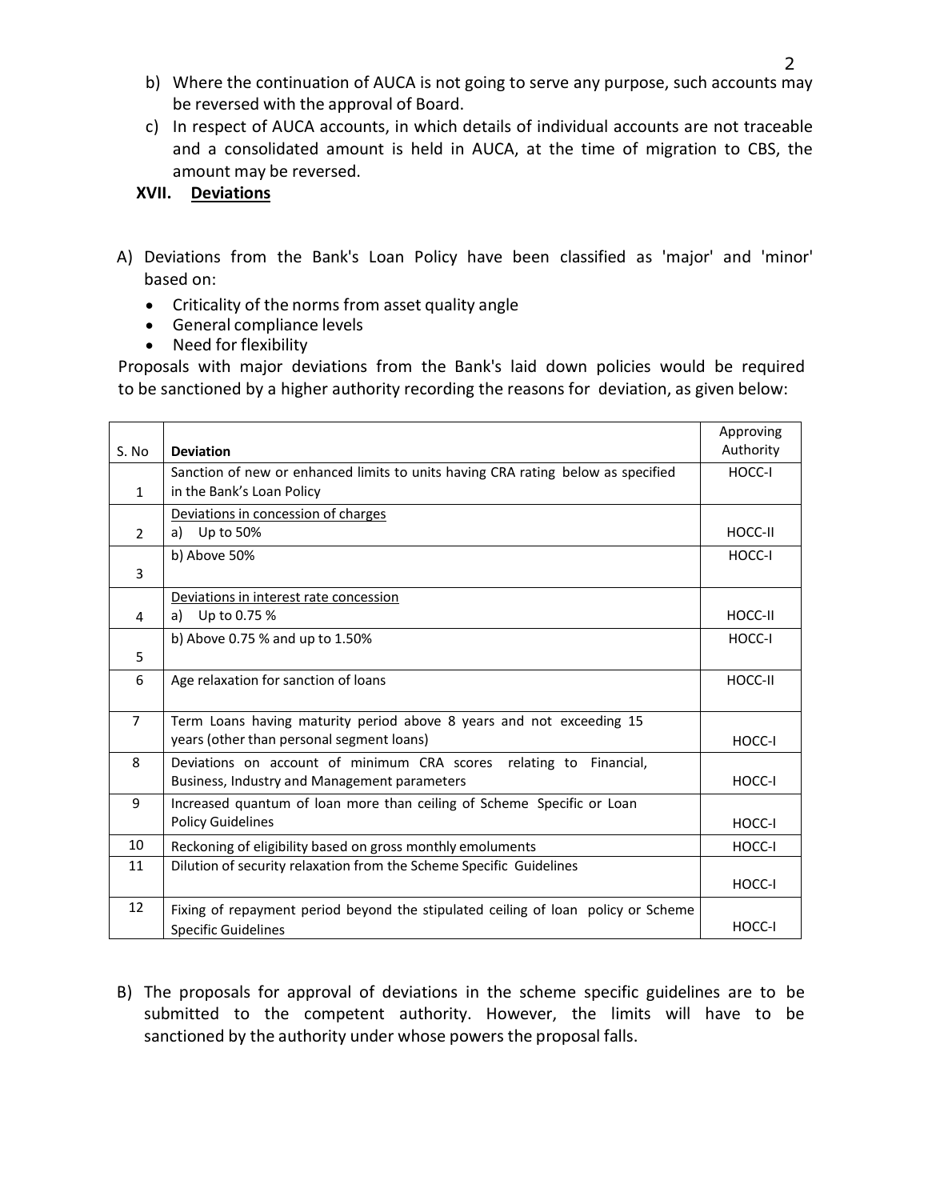b) Where the continuation of AUCA is not going to serve any purpose, such accounts may be reversed with the approval of Board.

c) In respect of AUCA accounts, in which details of individual accounts are not traceable and a consolidated amount is held in AUCA, at the time of migration to CBS, the amount may be reversed.

### XVII. Deviations

A) Deviations from the Bank's Loan Policy have been classified as 'major' and 'minor' based on:

- Criticality of the norms from asset quality angle
- General compliance levels
- Need for flexibility

Proposals with major deviations from the Bank's laid down policies would be required to be sanctioned by a higher authority recording the reasons for deviation, as given below:

| S. No | **Deviation** | Approving Authority |
|---|---|---|
| 1 | Sanction of new or enhanced limits to units having CRA rating below as specified in the Bank's Loan Policy | HOCC-I |
| 2 | Deviations in concession of charges<br>a) Up to 50% | HOCC-II |
| 3 | b) Above 50% | HOCC-I |
| 4 | Deviations in interest rate concession<br>a) Up to 0.75 % | HOCC-II |
| 5 | b) Above 0.75 % and up to 1.50% | HOCC-I |
| 6 | Age relaxation for sanction of loans | HOCC-II |
| 7 | Term Loans having maturity period above 8 years and not exceeding 15 years (other than personal segment loans) | HOCC-I |
| 8 | Deviations on account of minimum CRA scores relating to Financial, Business, Industry and Management parameters | HOCC-I |
| 9 | Increased quantum of loan more than ceiling of Scheme Specific or Loan Policy Guidelines | HOCC-I |
| 10 | Reckoning of eligibility based on gross monthly emoluments | HOCC-I |
| 11 | Dilution of security relaxation from the Scheme Specific Guidelines | HOCC-I |
| 12 | Fixing of repayment period beyond the stipulated ceiling of loan policy or Scheme Specific Guidelines | HOCC-I |

B) The proposals for approval of deviations in the scheme specific guidelines are to be submitted to the competent authority. However, the limits will have to be sanctioned by the authority under whose powers the proposal falls.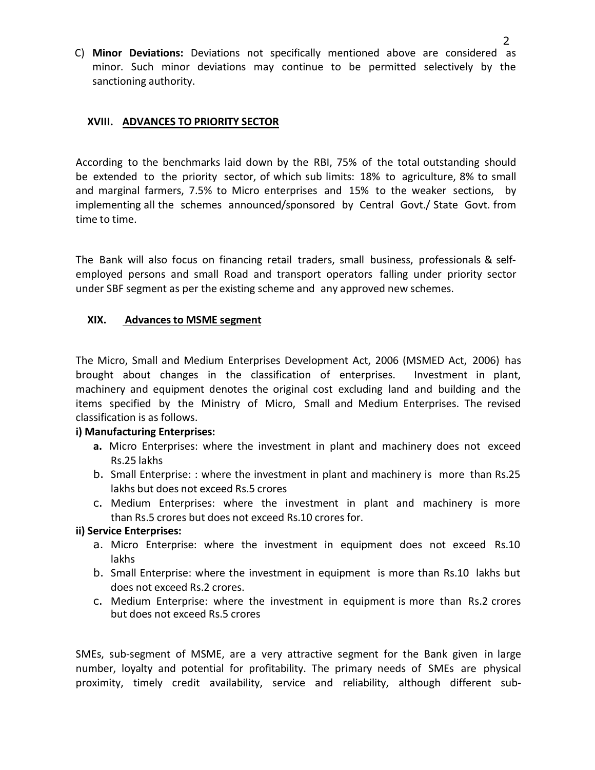C) **Minor Deviations:** Deviations not specifically mentioned above are considered as minor. Such minor deviations may continue to be permitted selectively by the sanctioning authority.

## XVIII. ADVANCES TO PRIORITY SECTOR

According to the benchmarks laid down by the RBI, 75% of the total outstanding should be extended to the priority sector, of which sub limits: 18% to agriculture, 8% to small and marginal farmers, 7.5% to Micro enterprises and 15% to the weaker sections, by implementing all the schemes announced/sponsored by Central Govt./ State Govt. from time to time.

The Bank will also focus on financing retail traders, small business, professionals & self-employed persons and small Road and transport operators falling under priority sector under SBF segment as per the existing scheme and any approved new schemes.

## XIX. Advances to MSME segment

The Micro, Small and Medium Enterprises Development Act, 2006 (MSMED Act, 2006) has brought about changes in the classification of enterprises. Investment in plant, machinery and equipment denotes the original cost excluding land and building and the items specified by the Ministry of Micro, Small and Medium Enterprises. The revised classification is as follows.

**i) Manufacturing Enterprises:**

- **a.** Micro Enterprises: where the investment in plant and machinery does not exceed Rs.25 lakhs
- b. Small Enterprise: : where the investment in plant and machinery is more than Rs.25 lakhs but does not exceed Rs.5 crores
- c. Medium Enterprises: where the investment in plant and machinery is more than Rs.5 crores but does not exceed Rs.10 crores for.

**ii) Service Enterprises:**

- a. Micro Enterprise: where the investment in equipment does not exceed Rs.10 lakhs
- b. Small Enterprise: where the investment in equipment is more than Rs.10 lakhs but does not exceed Rs.2 crores.
- c. Medium Enterprise: where the investment in equipment is more than Rs.2 crores but does not exceed Rs.5 crores

SMEs, sub-segment of MSME, are a very attractive segment for the Bank given in large number, loyalty and potential for profitability. The primary needs of SMEs are physical proximity, timely credit availability, service and reliability, although different sub-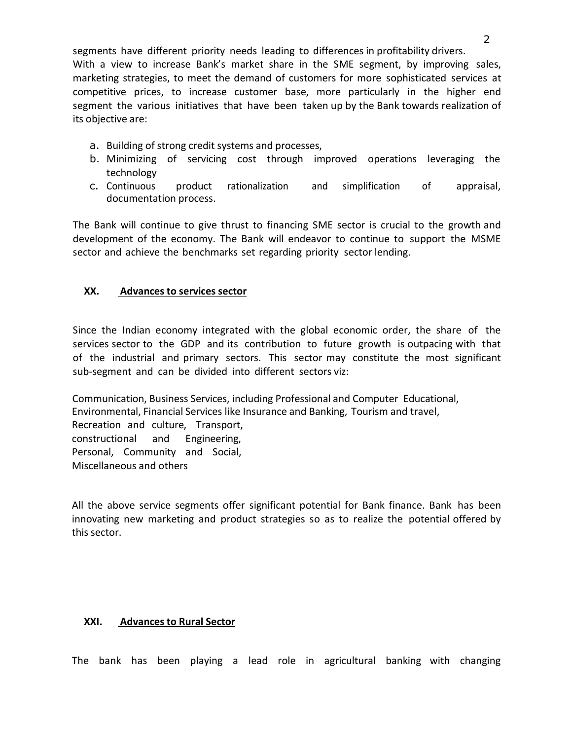segments have different priority needs leading to differences in profitability drivers.
With a view to increase Bank's market share in the SME segment, by improving sales, marketing strategies, to meet the demand of customers for more sophisticated services at competitive prices, to increase customer base, more particularly in the higher end segment the various initiatives that have been taken up by the Bank towards realization of its objective are:

a. Building of strong credit systems and processes,
b. Minimizing of servicing cost through improved operations leveraging the technology
c. Continuous product rationalization and simplification of appraisal, documentation process.

The Bank will continue to give thrust to financing SME sector is crucial to the growth and development of the economy. The Bank will endeavor to continue to support the MSME sector and achieve the benchmarks set regarding priority sector lending.

## XX. Advances to services sector

Since the Indian economy integrated with the global economic order, the share of the services sector to the GDP and its contribution to future growth is outpacing with that of the industrial and primary sectors. This sector may constitute the most significant sub-segment and can be divided into different sectors viz:

Communication, Business Services, including Professional and Computer Educational,
Environmental, Financial Services like Insurance and Banking, Tourism and travel,
Recreation and culture, Transport,
constructional and Engineering,
Personal, Community and Social,
Miscellaneous and others

All the above service segments offer significant potential for Bank finance. Bank has been innovating new marketing and product strategies so as to realize the potential offered by this sector.

## XXI. Advances to Rural Sector

The bank has been playing a lead role in agricultural banking with changing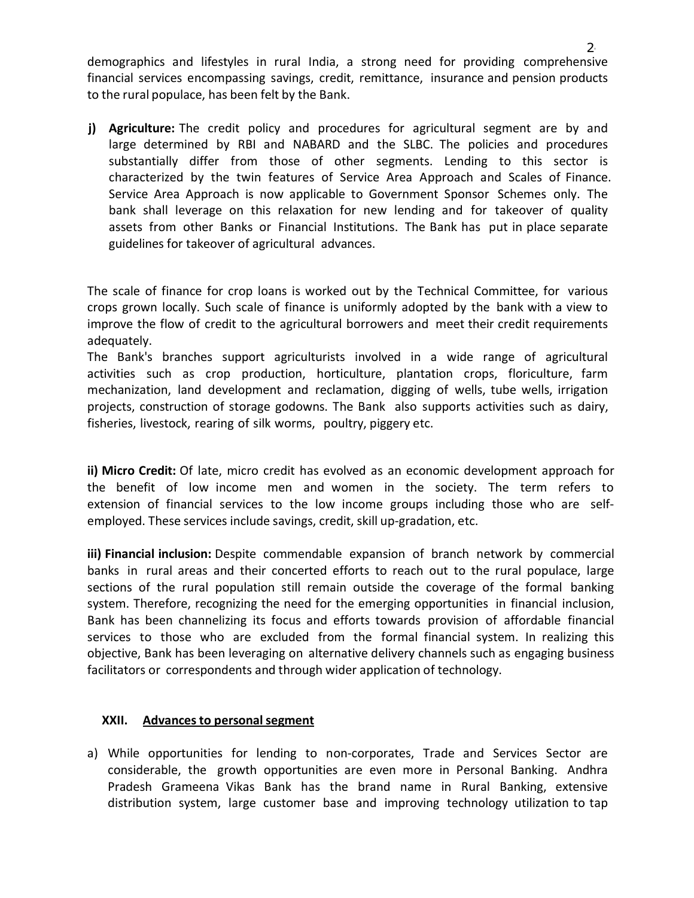demographics and lifestyles in rural India, a strong need for providing comprehensive financial services encompassing savings, credit, remittance, insurance and pension products to the rural populace, has been felt by the Bank.

j) **Agriculture:** The credit policy and procedures for agricultural segment are by and large determined by RBI and NABARD and the SLBC. The policies and procedures substantially differ from those of other segments. Lending to this sector is characterized by the twin features of Service Area Approach and Scales of Finance. Service Area Approach is now applicable to Government Sponsor Schemes only. The bank shall leverage on this relaxation for new lending and for takeover of quality assets from other Banks or Financial Institutions. The Bank has put in place separate guidelines for takeover of agricultural advances.

The scale of finance for crop loans is worked out by the Technical Committee, for various crops grown locally. Such scale of finance is uniformly adopted by the bank with a view to improve the flow of credit to the agricultural borrowers and meet their credit requirements adequately.

The Bank's branches support agriculturists involved in a wide range of agricultural activities such as crop production, horticulture, plantation crops, floriculture, farm mechanization, land development and reclamation, digging of wells, tube wells, irrigation projects, construction of storage godowns. The Bank also supports activities such as dairy, fisheries, livestock, rearing of silk worms, poultry, piggery etc.

**ii) Micro Credit:** Of late, micro credit has evolved as an economic development approach for the benefit of low income men and women in the society. The term refers to extension of financial services to the low income groups including those who are self-employed. These services include savings, credit, skill up-gradation, etc.

**iii) Financial inclusion:** Despite commendable expansion of branch network by commercial banks in rural areas and their concerted efforts to reach out to the rural populace, large sections of the rural population still remain outside the coverage of the formal banking system. Therefore, recognizing the need for the emerging opportunities in financial inclusion, Bank has been channelizing its focus and efforts towards provision of affordable financial services to those who are excluded from the formal financial system. In realizing this objective, Bank has been leveraging on alternative delivery channels such as engaging business facilitators or correspondents and through wider application of technology.

## XXII. Advances to personal segment

a) While opportunities for lending to non-corporates, Trade and Services Sector are considerable, the growth opportunities are even more in Personal Banking. Andhra Pradesh Grameena Vikas Bank has the brand name in Rural Banking, extensive distribution system, large customer base and improving technology utilization to tap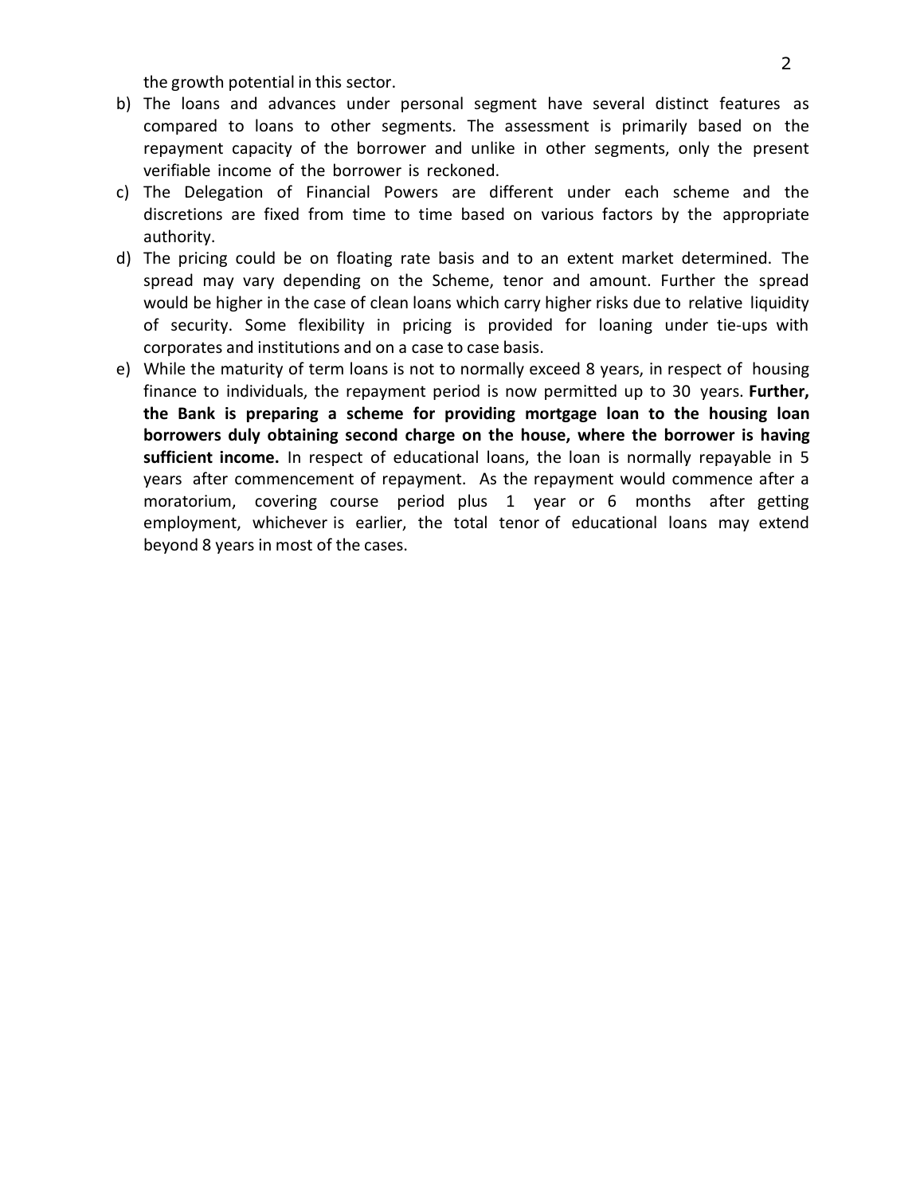the growth potential in this sector.

b) The loans and advances under personal segment have several distinct features as compared to loans to other segments. The assessment is primarily based on the repayment capacity of the borrower and unlike in other segments, only the present verifiable income of the borrower is reckoned.

c) The Delegation of Financial Powers are different under each scheme and the discretions are fixed from time to time based on various factors by the appropriate authority.

d) The pricing could be on floating rate basis and to an extent market determined. The spread may vary depending on the Scheme, tenor and amount. Further the spread would be higher in the case of clean loans which carry higher risks due to relative liquidity of security. Some flexibility in pricing is provided for loaning under tie-ups with corporates and institutions and on a case to case basis.

e) While the maturity of term loans is not to normally exceed 8 years, in respect of housing finance to individuals, the repayment period is now permitted up to 30 years. **Further, the Bank is preparing a scheme for providing mortgage loan to the housing loan borrowers duly obtaining second charge on the house, where the borrower is having sufficient income.** In respect of educational loans, the loan is normally repayable in 5 years after commencement of repayment. As the repayment would commence after a moratorium, covering course period plus 1 year or 6 months after getting employment, whichever is earlier, the total tenor of educational loans may extend beyond 8 years in most of the cases.